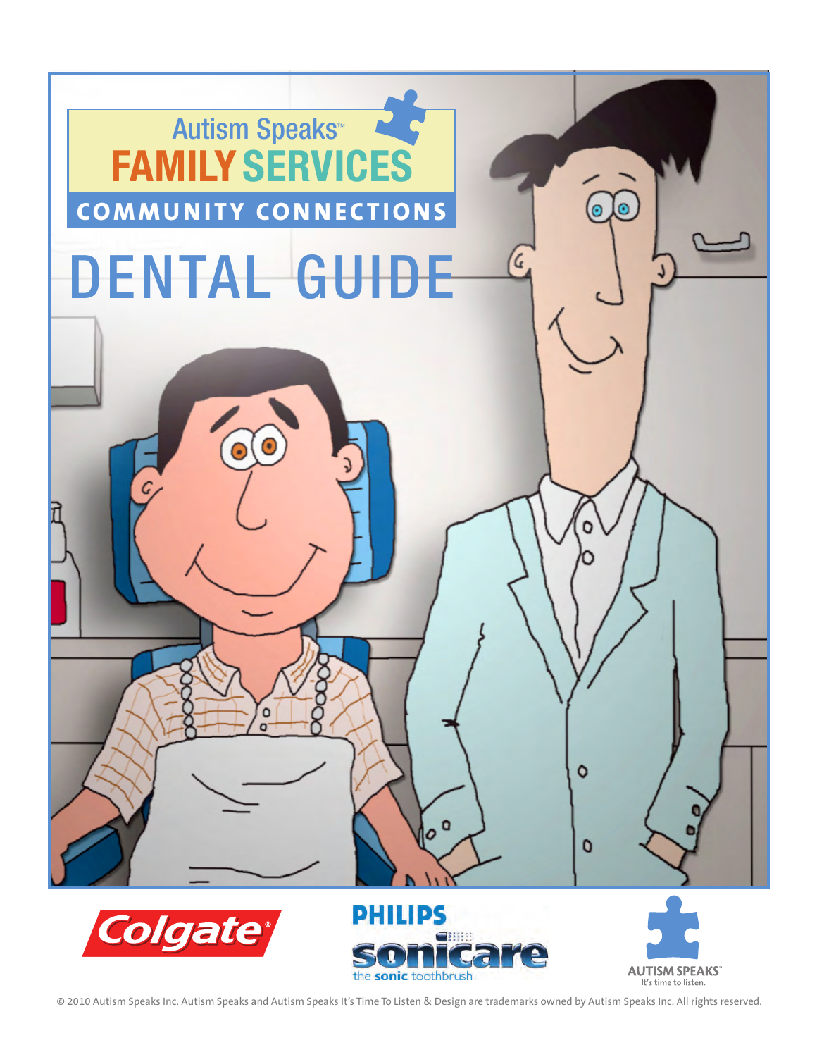Autism Speaks™

FAMILY SERVICES

COMMUNITY CONNECTIONS

# DENTAL GUIDE

Colgate®

PHILIPS sonicare the sonic toothbrush

AUTISM SPEAKS™ It's time to listen.

© 2010 Autism Speaks Inc. Autism Speaks and Autism Speaks It's Time To Listen & Design are trademarks owned by Autism Speaks Inc. All rights reserved.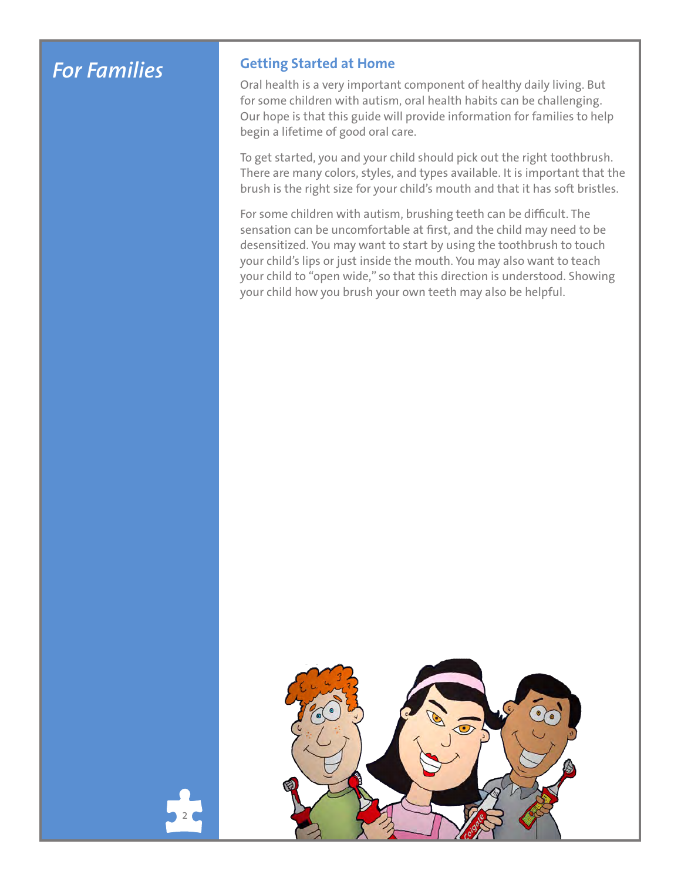# *For Families*

## Getting Started at Home

Oral health is a very important component of healthy daily living. But for some children with autism, oral health habits can be challenging. Our hope is that this guide will provide information for families to help begin a lifetime of good oral care.

To get started, you and your child should pick out the right toothbrush. There are many colors, styles, and types available. It is important that the brush is the right size for your child's mouth and that it has soft bristles.

For some children with autism, brushing teeth can be difficult. The sensation can be uncomfortable at first, and the child may need to be desensitized. You may want to start by using the toothbrush to touch your child's lips or just inside the mouth. You may also want to teach your child to "open wide," so that this direction is understood. Showing your child how you brush your own teeth may also be helpful.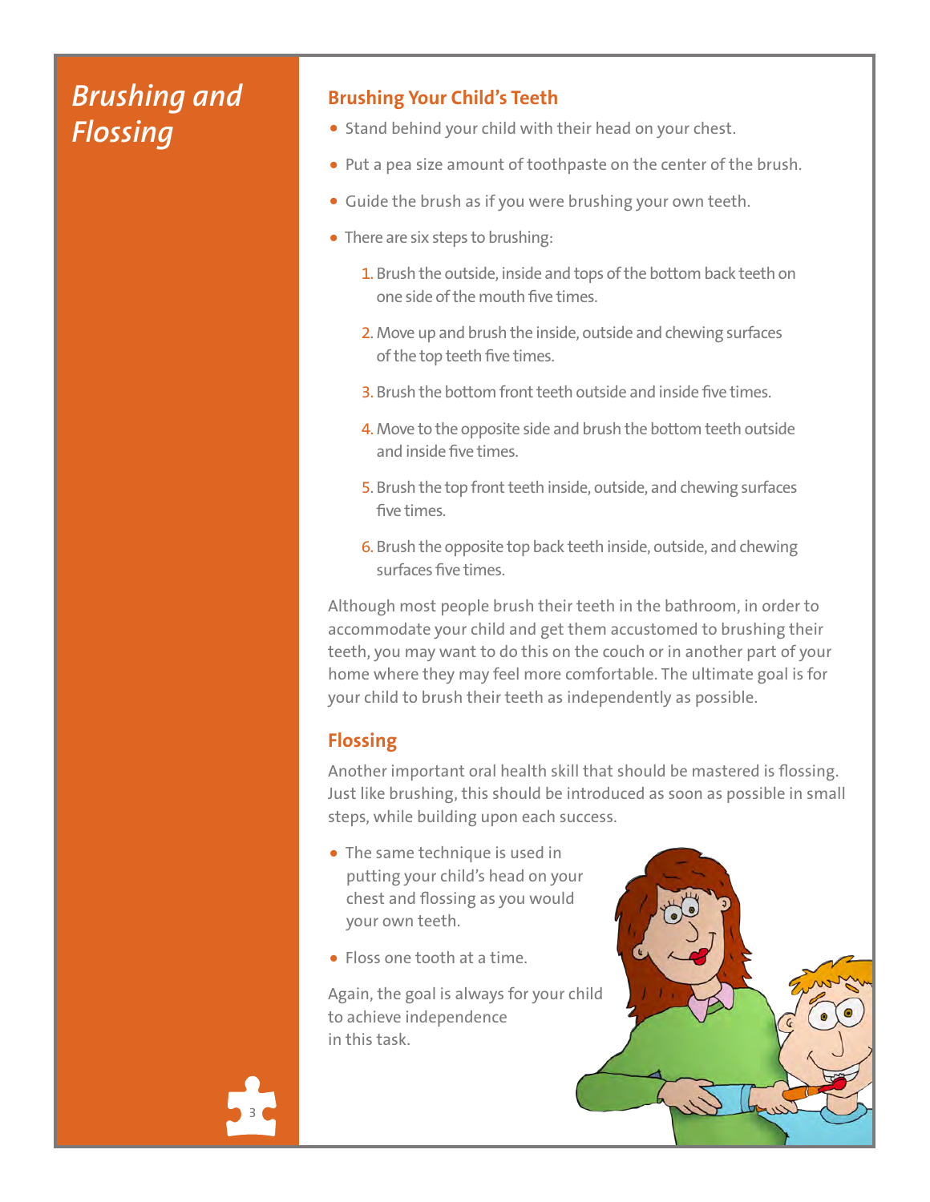# Brushing and Flossing

## Brushing Your Child's Teeth

- Stand behind your child with their head on your chest.
- Put a pea size amount of toothpaste on the center of the brush.
- Guide the brush as if you were brushing your own teeth.
- There are six steps to brushing:
  1. Brush the outside, inside and tops of the bottom back teeth on one side of the mouth five times.
  2. Move up and brush the inside, outside and chewing surfaces of the top teeth five times.
  3. Brush the bottom front teeth outside and inside five times.
  4. Move to the opposite side and brush the bottom teeth outside and inside five times.
  5. Brush the top front teeth inside, outside, and chewing surfaces five times.
  6. Brush the opposite top back teeth inside, outside, and chewing surfaces five times.

Although most people brush their teeth in the bathroom, in order to accommodate your child and get them accustomed to brushing their teeth, you may want to do this on the couch or in another part of your home where they may feel more comfortable. The ultimate goal is for your child to brush their teeth as independently as possible.

## Flossing

Another important oral health skill that should be mastered is flossing. Just like brushing, this should be introduced as soon as possible in small steps, while building upon each success.

- The same technique is used in putting your child's head on your chest and flossing as you would your own teeth.
- Floss one tooth at a time.

Again, the goal is always for your child to achieve independence in this task.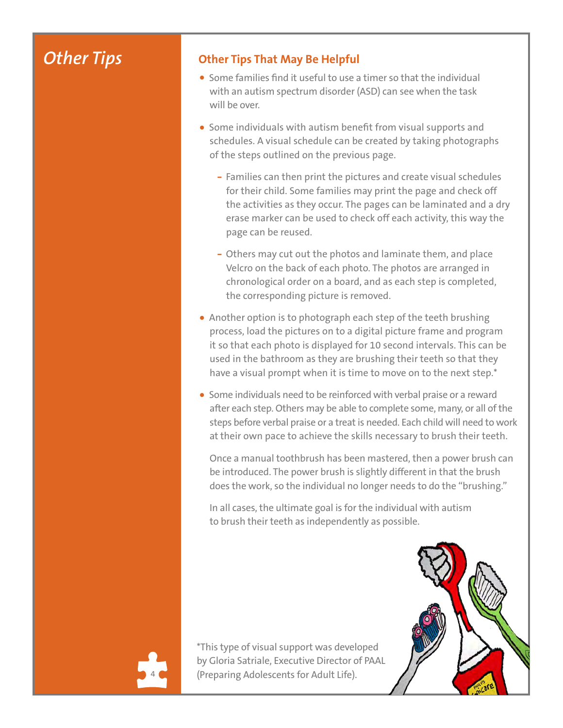# Other Tips

## Other Tips That May Be Helpful

- Some families find it useful to use a timer so that the individual with an autism spectrum disorder (ASD) can see when the task will be over.
- Some individuals with autism benefit from visual supports and schedules. A visual schedule can be created by taking photographs of the steps outlined on the previous page.
  - Families can then print the pictures and create visual schedules for their child. Some families may print the page and check off the activities as they occur. The pages can be laminated and a dry erase marker can be used to check off each activity, this way the page can be reused.
  - Others may cut out the photos and laminate them, and place Velcro on the back of each photo. The photos are arranged in chronological order on a board, and as each step is completed, the corresponding picture is removed.
- Another option is to photograph each step of the teeth brushing process, load the pictures on to a digital picture frame and program it so that each photo is displayed for 10 second intervals. This can be used in the bathroom as they are brushing their teeth so that they have a visual prompt when it is time to move on to the next step.*
- Some individuals need to be reinforced with verbal praise or a reward after each step. Others may be able to complete some, many, or all of the steps before verbal praise or a treat is needed. Each child will need to work at their own pace to achieve the skills necessary to brush their teeth.

  Once a manual toothbrush has been mastered, then a power brush can be introduced. The power brush is slightly different in that the brush does the work, so the individual no longer needs to do the "brushing."

  In all cases, the ultimate goal is for the individual with autism to brush their teeth as independently as possible.

*This type of visual support was developed by Gloria Satriale, Executive Director of PAAL (Preparing Adolescents for Adult Life).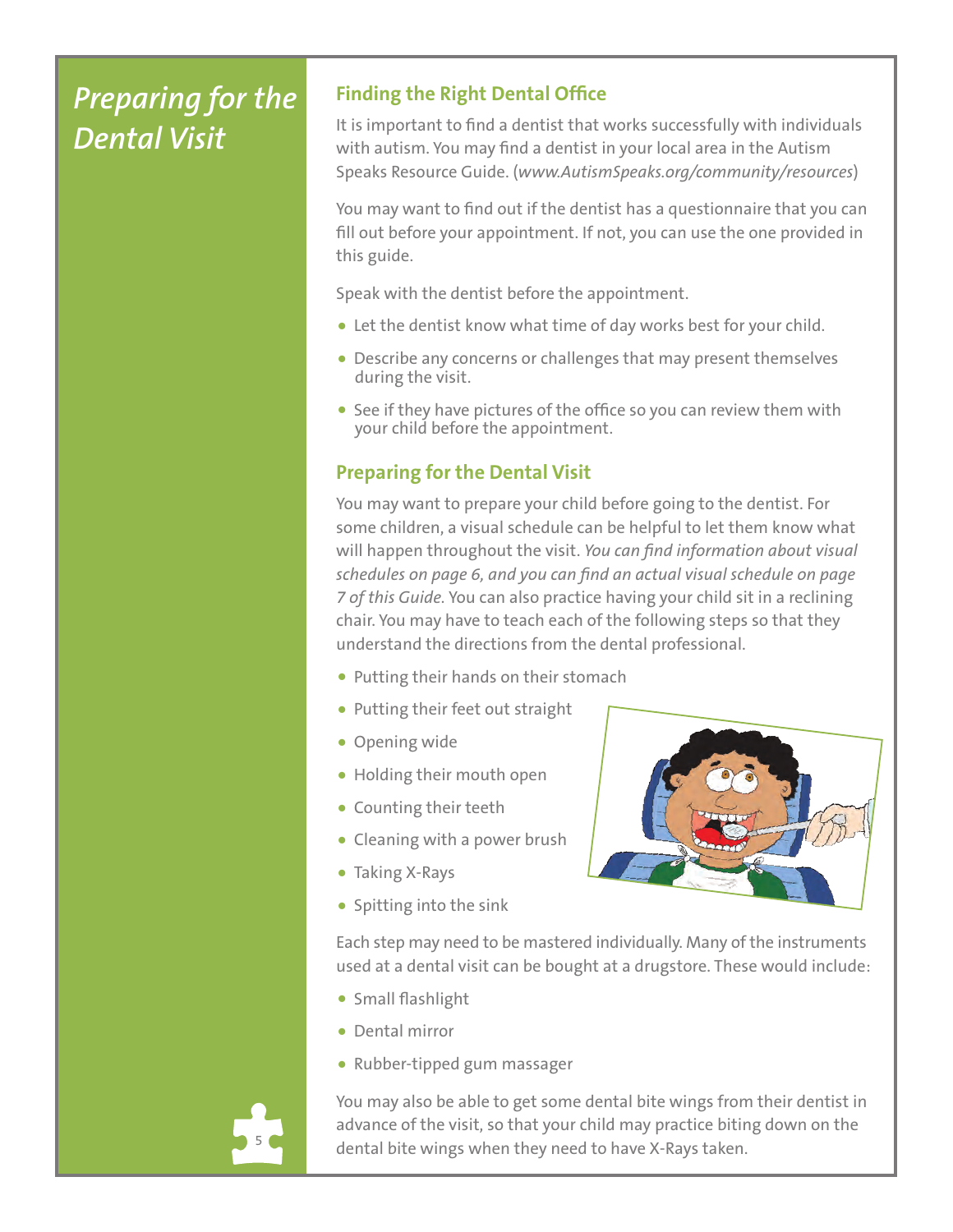# *Preparing for the Dental Visit*

## Finding the Right Dental Office

It is important to find a dentist that works successfully with individuals with autism. You may find a dentist in your local area in the Autism Speaks Resource Guide. (*www.AutismSpeaks.org/community/resources*)

You may want to find out if the dentist has a questionnaire that you can fill out before your appointment. If not, you can use the one provided in this guide.

Speak with the dentist before the appointment.

- Let the dentist know what time of day works best for your child.
- Describe any concerns or challenges that may present themselves during the visit.
- See if they have pictures of the office so you can review them with your child before the appointment.

## Preparing for the Dental Visit

You may want to prepare your child before going to the dentist. For some children, a visual schedule can be helpful to let them know what will happen throughout the visit. *You can find information about visual schedules on page 6, and you can find an actual visual schedule on page 7 of this Guide.* You can also practice having your child sit in a reclining chair. You may have to teach each of the following steps so that they understand the directions from the dental professional.

- Putting their hands on their stomach
- Putting their feet out straight
- Opening wide
- Holding their mouth open
- Counting their teeth
- Cleaning with a power brush
- Taking X-Rays
- Spitting into the sink

Each step may need to be mastered individually. Many of the instruments used at a dental visit can be bought at a drugstore. These would include:

- Small flashlight
- Dental mirror
- Rubber-tipped gum massager

You may also be able to get some dental bite wings from their dentist in advance of the visit, so that your child may practice biting down on the dental bite wings when they need to have X-Rays taken.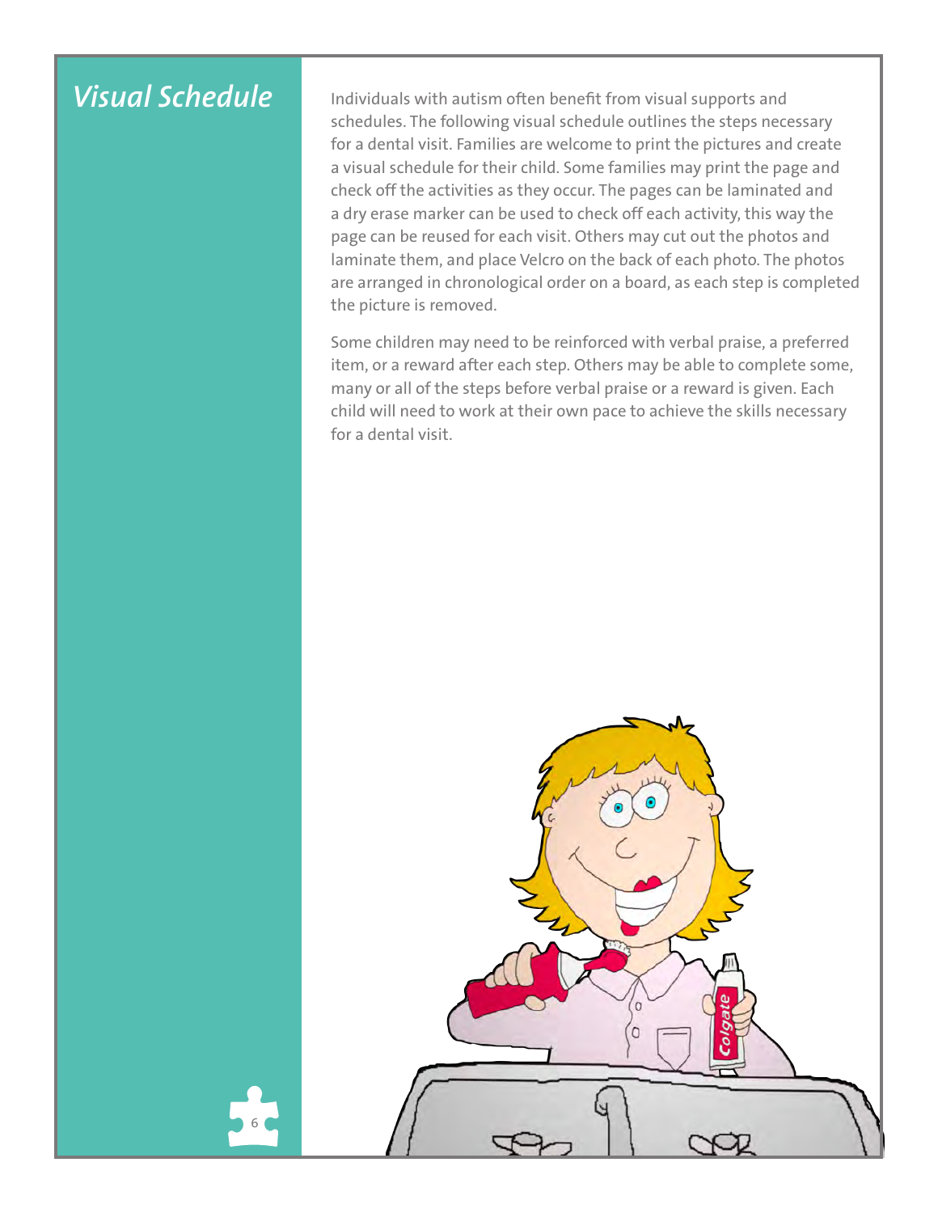# Visual Schedule

Individuals with autism often benefit from visual supports and schedules. The following visual schedule outlines the steps necessary for a dental visit. Families are welcome to print the pictures and create a visual schedule for their child. Some families may print the page and check off the activities as they occur. The pages can be laminated and a dry erase marker can be used to check off each activity, this way the page can be reused for each visit. Others may cut out the photos and laminate them, and place Velcro on the back of each photo. The photos are arranged in chronological order on a board, as each step is completed the picture is removed.

Some children may need to be reinforced with verbal praise, a preferred item, or a reward after each step. Others may be able to complete some, many or all of the steps before verbal praise or a reward is given. Each child will need to work at their own pace to achieve the skills necessary for a dental visit.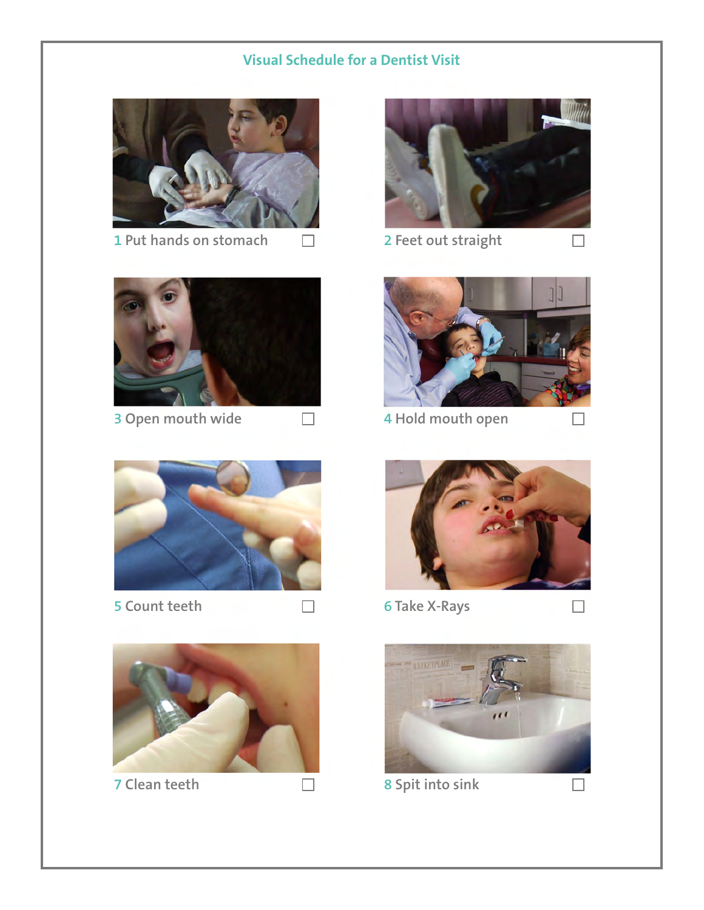## Visual Schedule for a Dentist Visit

1 Put hands on stomach ☐

2 Feet out straight ☐

3 Open mouth wide ☐

4 Hold mouth open ☐

5 Count teeth ☐

6 Take X-Rays ☐

7 Clean teeth ☐

8 Spit into sink ☐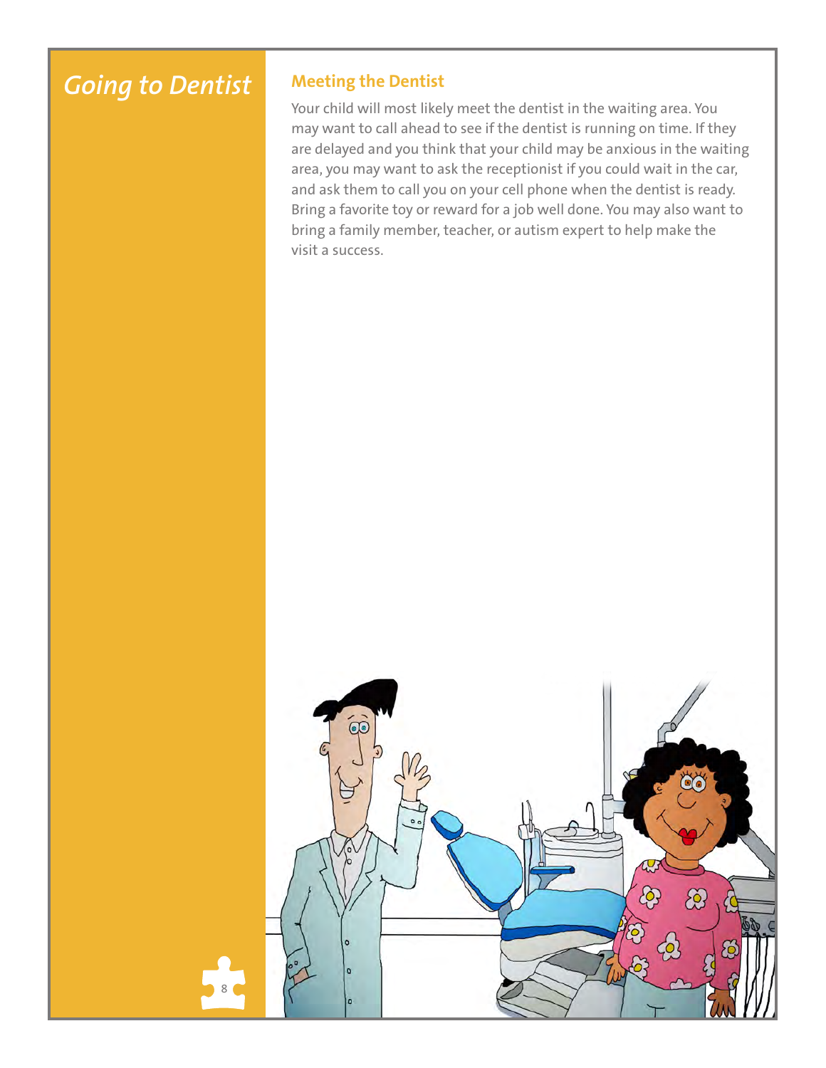# *Going to Dentist*

## Meeting the Dentist

Your child will most likely meet the dentist in the waiting area. You may want to call ahead to see if the dentist is running on time. If they are delayed and you think that your child may be anxious in the waiting area, you may want to ask the receptionist if you could wait in the car, and ask them to call you on your cell phone when the dentist is ready. Bring a favorite toy or reward for a job well done. You may also want to bring a family member, teacher, or autism expert to help make the visit a success.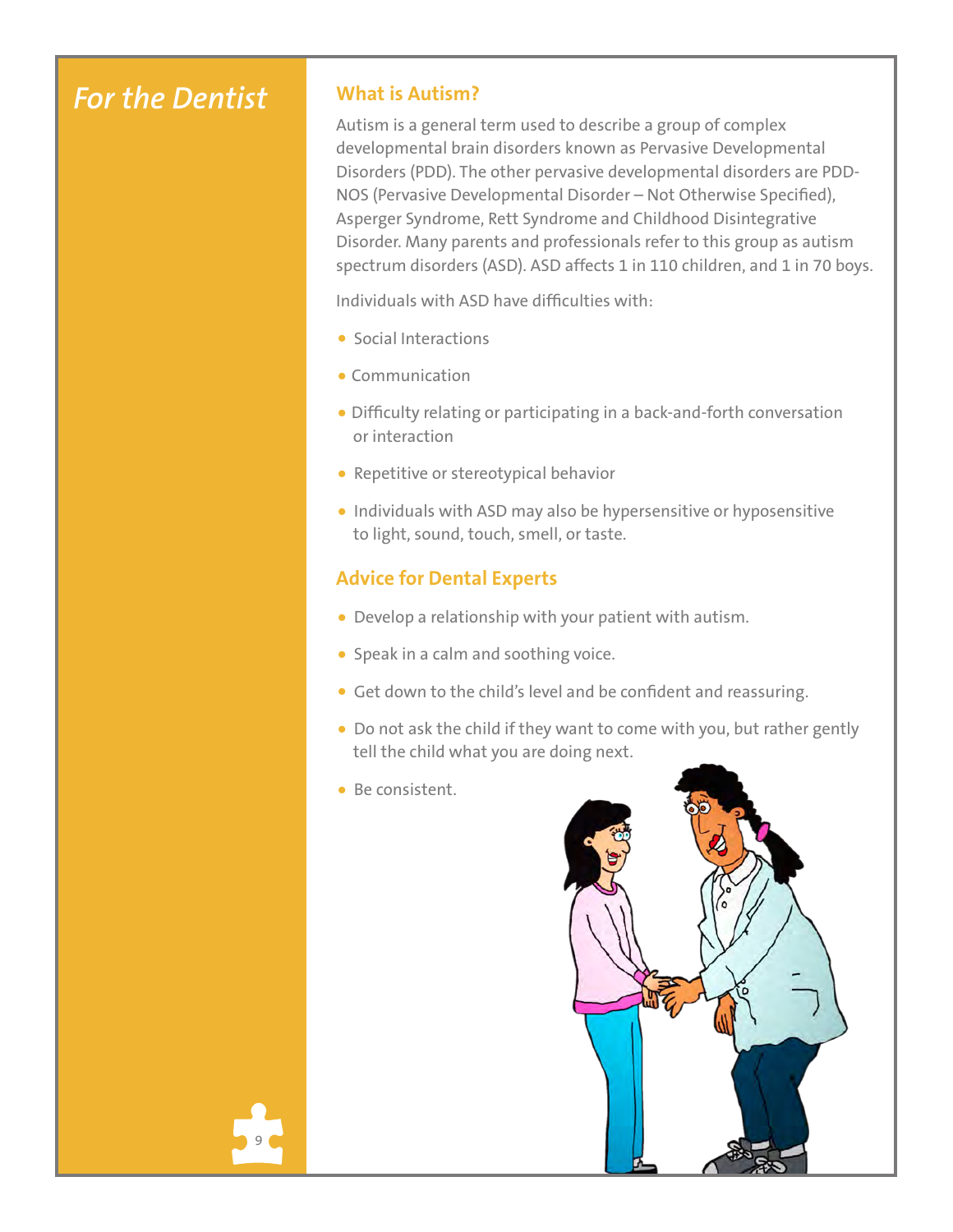# For the Dentist

## What is Autism?

Autism is a general term used to describe a group of complex developmental brain disorders known as Pervasive Developmental Disorders (PDD). The other pervasive developmental disorders are PDD-NOS (Pervasive Developmental Disorder – Not Otherwise Specified), Asperger Syndrome, Rett Syndrome and Childhood Disintegrative Disorder. Many parents and professionals refer to this group as autism spectrum disorders (ASD). ASD affects 1 in 110 children, and 1 in 70 boys.

Individuals with ASD have difficulties with:

- Social Interactions
- Communication
- Difficulty relating or participating in a back-and-forth conversation or interaction
- Repetitive or stereotypical behavior
- Individuals with ASD may also be hypersensitive or hyposensitive to light, sound, touch, smell, or taste.

## Advice for Dental Experts

- Develop a relationship with your patient with autism.
- Speak in a calm and soothing voice.
- Get down to the child's level and be confident and reassuring.
- Do not ask the child if they want to come with you, but rather gently tell the child what you are doing next.
- Be consistent.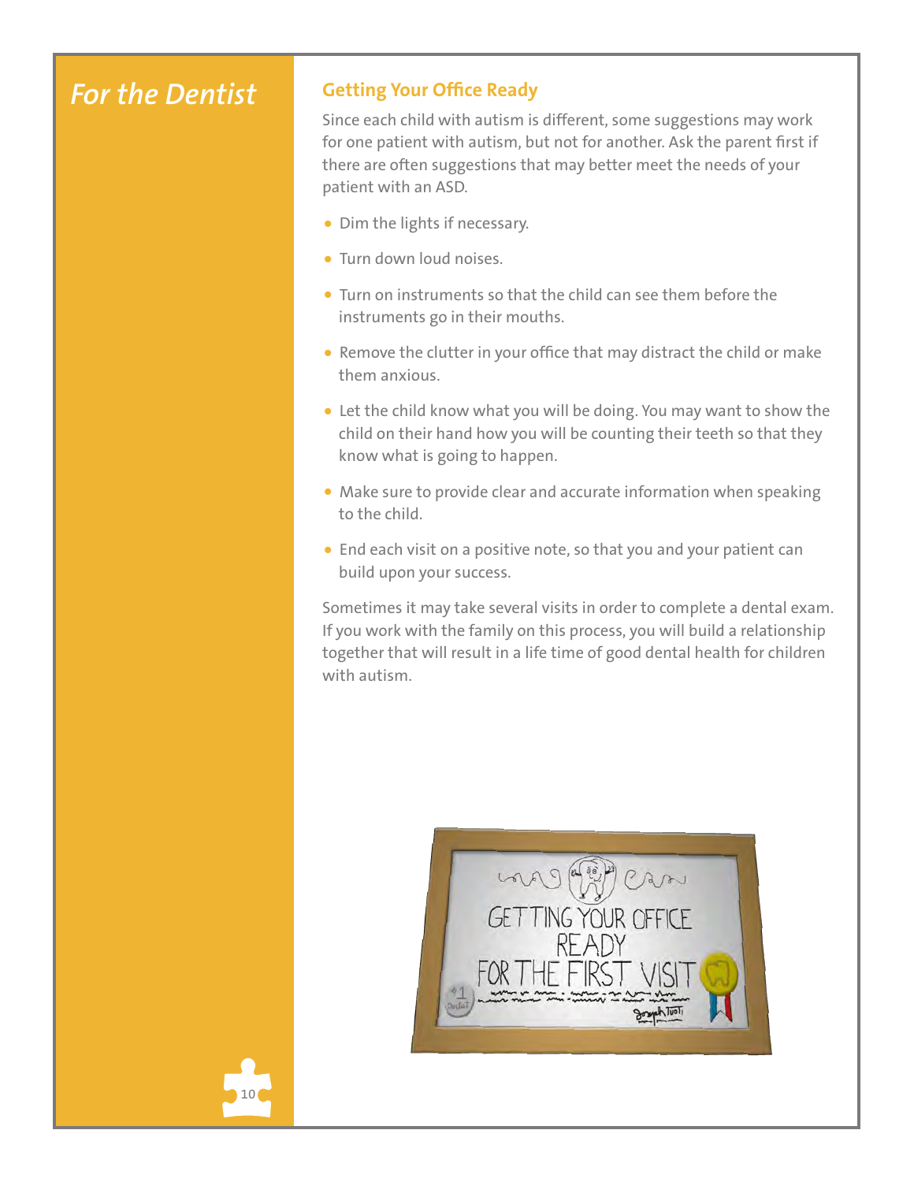# For the Dentist

## Getting Your Office Ready

Since each child with autism is different, some suggestions may work for one patient with autism, but not for another. Ask the parent first if there are often suggestions that may better meet the needs of your patient with an ASD.

- Dim the lights if necessary.
- Turn down loud noises.
- Turn on instruments so that the child can see them before the instruments go in their mouths.
- Remove the clutter in your office that may distract the child or make them anxious.
- Let the child know what you will be doing. You may want to show the child on their hand how you will be counting their teeth so that they know what is going to happen.
- Make sure to provide clear and accurate information when speaking to the child.
- End each visit on a positive note, so that you and your patient can build upon your success.

Sometimes it may take several visits in order to complete a dental exam. If you work with the family on this process, you will build a relationship together that will result in a life time of good dental health for children with autism.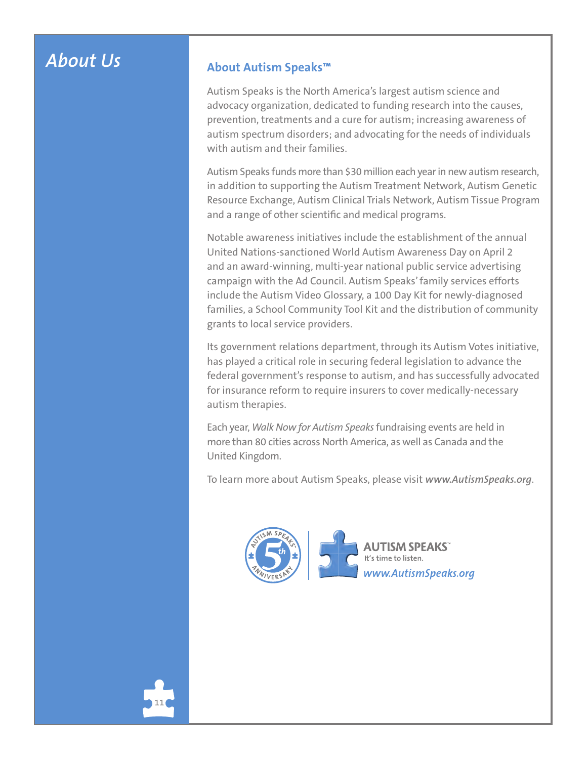# About Us

## About Autism Speaks™

Autism Speaks is the North America's largest autism science and advocacy organization, dedicated to funding research into the causes, prevention, treatments and a cure for autism; increasing awareness of autism spectrum disorders; and advocating for the needs of individuals with autism and their families.

Autism Speaks funds more than $30 million each year in new autism research, in addition to supporting the Autism Treatment Network, Autism Genetic Resource Exchange, Autism Clinical Trials Network, Autism Tissue Program and a range of other scientific and medical programs.

Notable awareness initiatives include the establishment of the annual United Nations-sanctioned World Autism Awareness Day on April 2 and an award-winning, multi-year national public service advertising campaign with the Ad Council. Autism Speaks' family services efforts include the Autism Video Glossary, a 100 Day Kit for newly-diagnosed families, a School Community Tool Kit and the distribution of community grants to local service providers.

Its government relations department, through its Autism Votes initiative, has played a critical role in securing federal legislation to advance the federal government's response to autism, and has successfully advocated for insurance reform to require insurers to cover medically-necessary autism therapies.

Each year, *Walk Now for Autism Speaks* fundraising events are held in more than 80 cities across North America, as well as Canada and the United Kingdom.

To learn more about Autism Speaks, please visit ***www.AutismSpeaks.org***.

AUTISM SPEAKS™ 5th Anniversary

AUTISM SPEAKS™
It's time to listen.
*www.AutismSpeaks.org*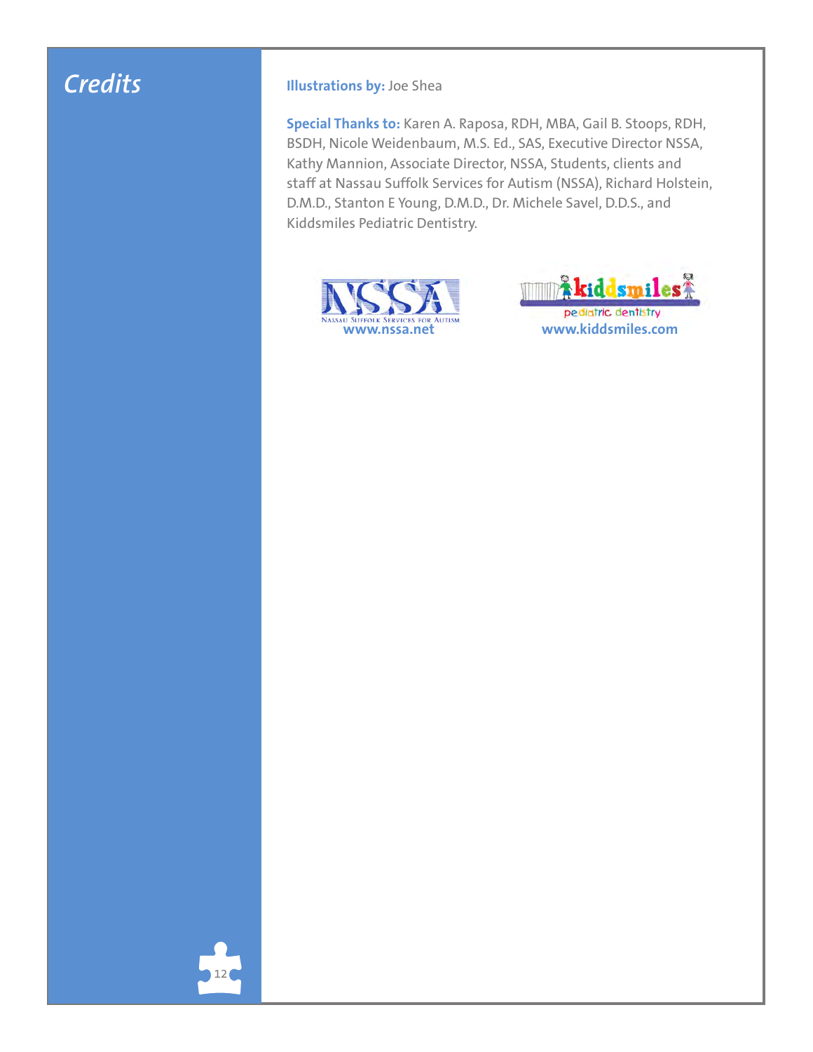# Credits

**Illustrations by:** Joe Shea

**Special Thanks to:** Karen A. Raposa, RDH, MBA, Gail B. Stoops, RDH, BSDH, Nicole Weidenbaum, M.S. Ed., SAS, Executive Director NSSA, Kathy Mannion, Associate Director, NSSA, Students, clients and staff at Nassau Suffolk Services for Autism (NSSA), Richard Holstein, D.M.D., Stanton E Young, D.M.D., Dr. Michele Savel, D.D.S., and Kiddsmiles Pediatric Dentistry.

NSSA — Nassau Suffolk Services for Autism
www.nssa.net

kiddsmiles pediatric dentistry
www.kiddsmiles.com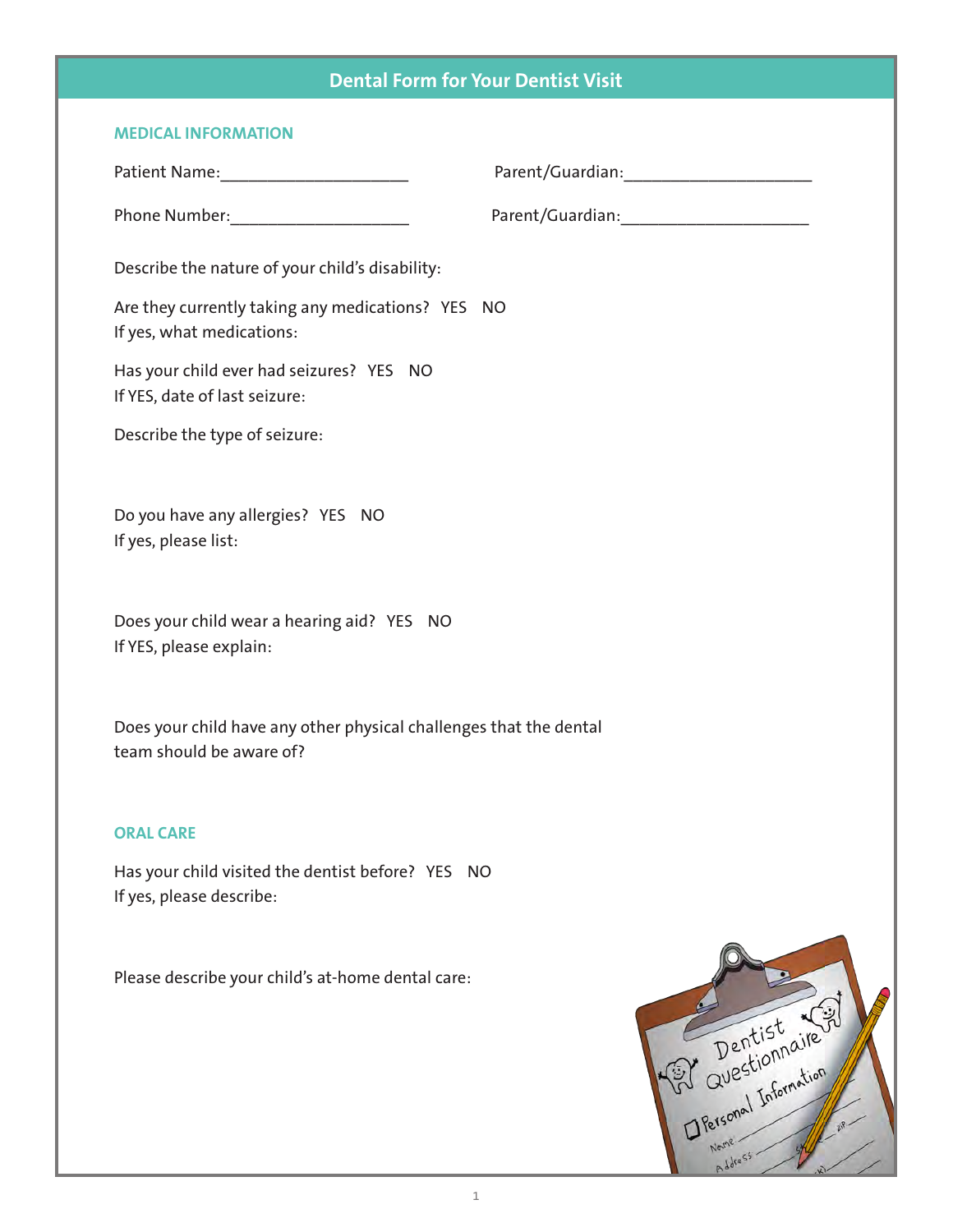# Dental Form for Your Dentist Visit

## MEDICAL INFORMATION

Patient Name:____________________ Parent/Guardian:____________________

Phone Number:___________________ Parent/Guardian:____________________

Describe the nature of your child's disability:

Are they currently taking any medications? YES NO
If yes, what medications:

Has your child ever had seizures? YES NO
If YES, date of last seizure:

Describe the type of seizure:

Do you have any allergies? YES NO
If yes, please list:

Does your child wear a hearing aid? YES NO
If YES, please explain:

Does your child have any other physical challenges that the dental team should be aware of?

## ORAL CARE

Has your child visited the dentist before? YES NO
If yes, please describe:

Please describe your child's at-home dental care: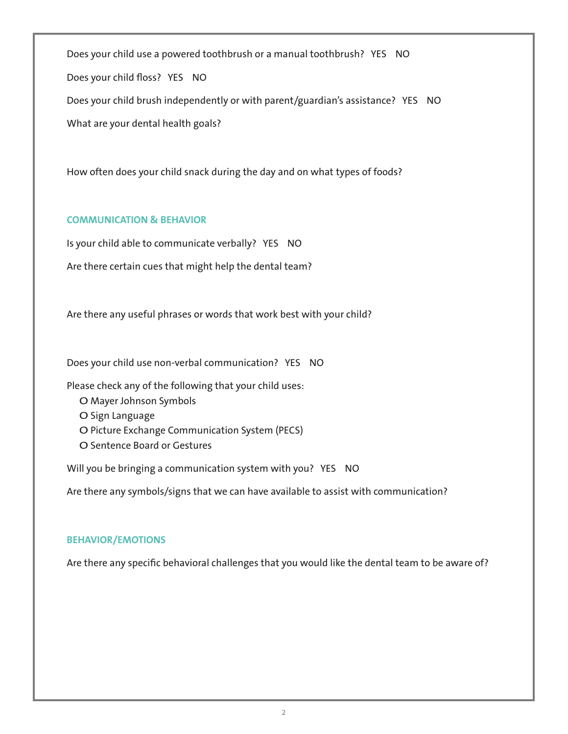Does your child use a powered toothbrush or a manual toothbrush? YES NO

Does your child floss? YES NO

Does your child brush independently or with parent/guardian's assistance? YES NO

What are your dental health goals?

How often does your child snack during the day and on what types of foods?

## COMMUNICATION & BEHAVIOR

Is your child able to communicate verbally? YES NO

Are there certain cues that might help the dental team?

Are there any useful phrases or words that work best with your child?

Does your child use non-verbal communication? YES NO

Please check any of the following that your child uses:

- O Mayer Johnson Symbols
- O Sign Language
- O Picture Exchange Communication System (PECS)
- O Sentence Board or Gestures

Will you be bringing a communication system with you? YES NO

Are there any symbols/signs that we can have available to assist with communication?

## BEHAVIOR/EMOTIONS

Are there any specific behavioral challenges that you would like the dental team to be aware of?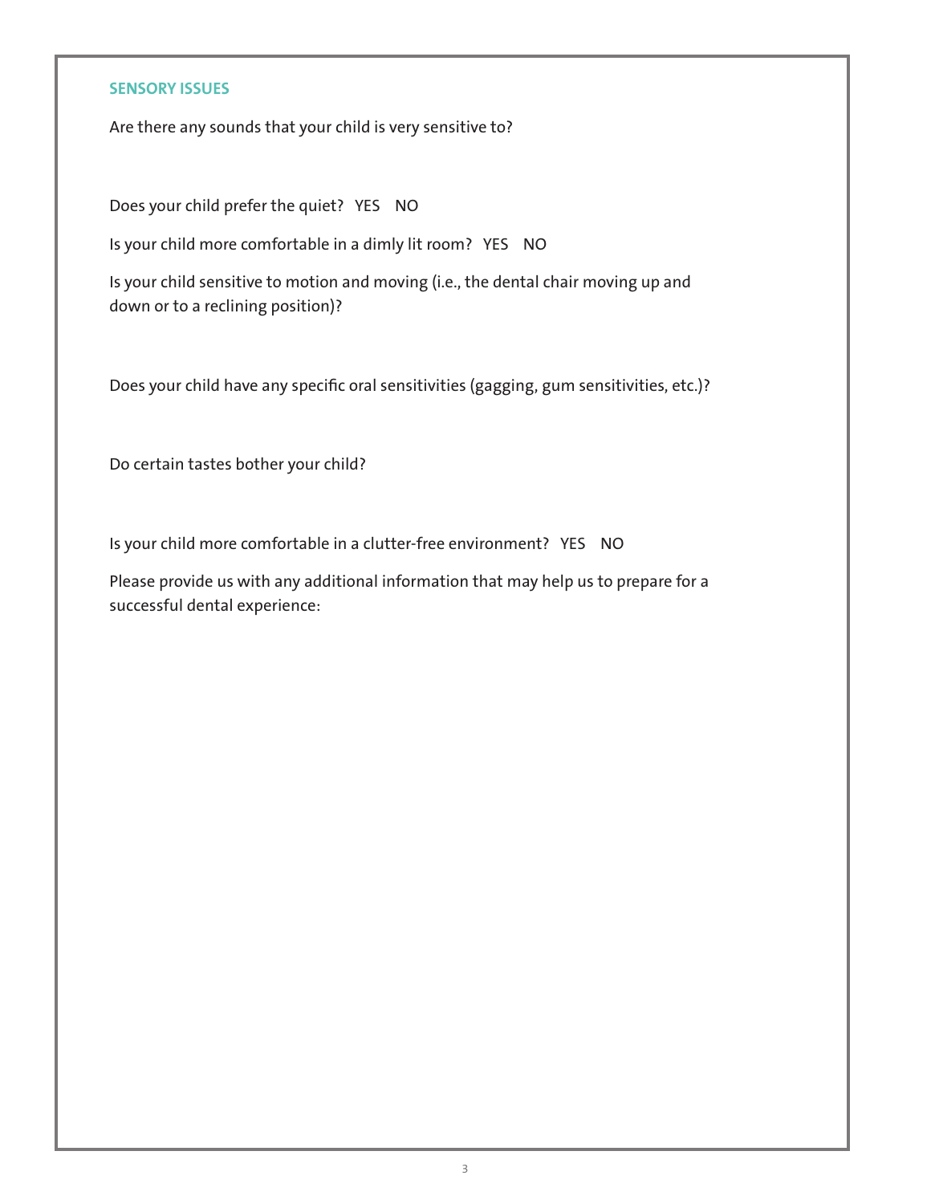## SENSORY ISSUES

Are there any sounds that your child is very sensitive to?

Does your child prefer the quiet? YES NO

Is your child more comfortable in a dimly lit room? YES NO

Is your child sensitive to motion and moving (i.e., the dental chair moving up and down or to a reclining position)?

Does your child have any specific oral sensitivities (gagging, gum sensitivities, etc.)?

Do certain tastes bother your child?

Is your child more comfortable in a clutter-free environment? YES NO

Please provide us with any additional information that may help us to prepare for a successful dental experience: